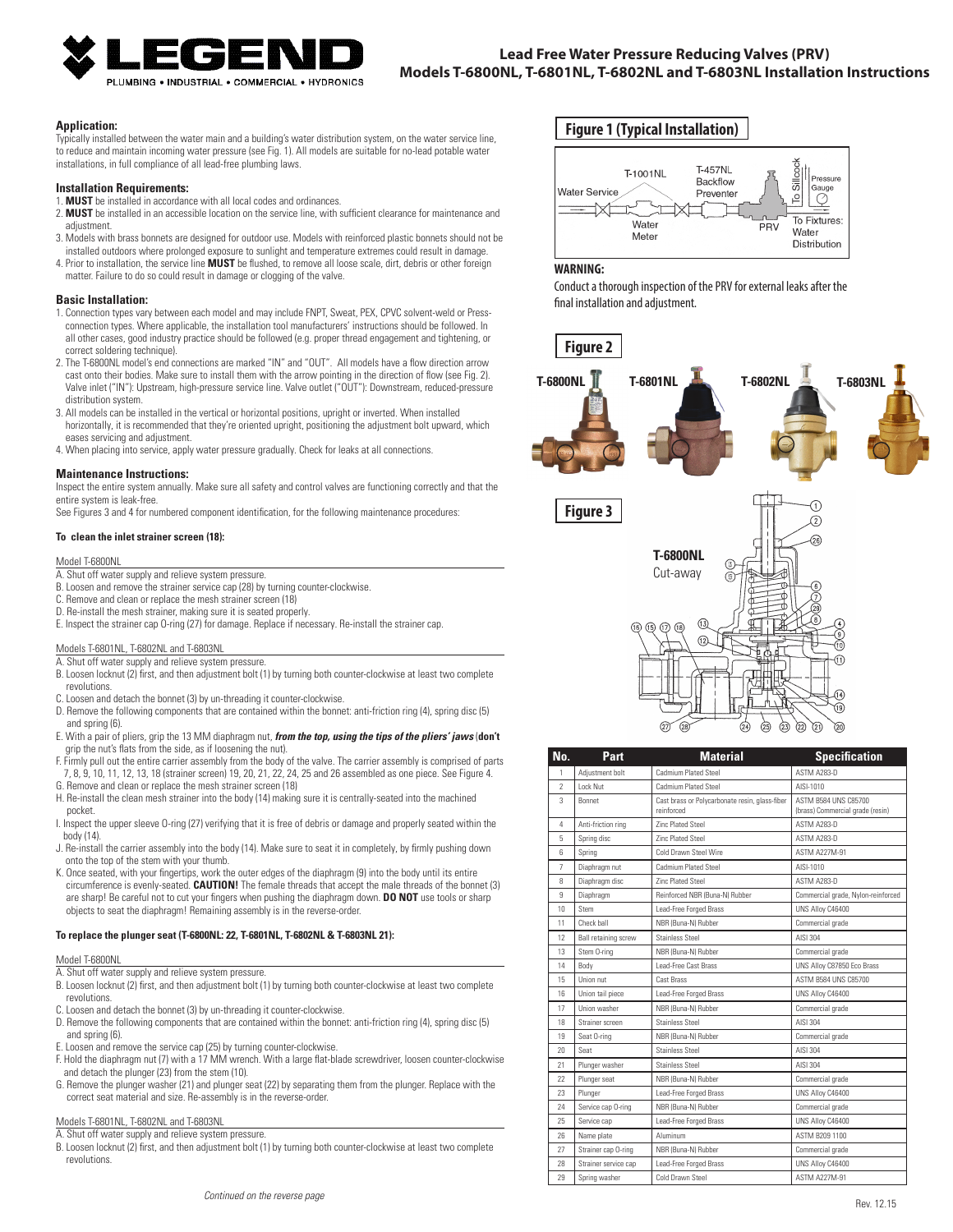# Lead Free Water Pressure Reducing Valves (PRV) Models T-6800NL, T-6801NL, T-6802NL and T-6803NL Installation Instructions

### Application:

Typically installed between the water main and a building's water distribution system, on the water service line, to reduce and maintain incoming water pressure (see Fig. 1). All models are suitable for no-lead potable water installations, in full compliance of all lead-free plumbing laws.

### Installation Requirements:

1. **MUST** be installed in accordance with all local codes and ordinances.
2. **MUST** be installed in an accessible location on the service line, with sufficient clearance for maintenance and adjustment.
3. Models with brass bonnets are designed for outdoor use. Models with reinforced plastic bonnets should not be installed outdoors where prolonged exposure to sunlight and temperature extremes could result in damage.
4. Prior to installation, the service line **MUST** be flushed, to remove all loose scale, dirt, debris or other foreign matter. Failure to do so could result in damage or clogging of the valve.

### Basic Installation:

1. Connection types vary between each model and may include FNPT, Sweat, PEX, CPVC solvent-weld or Press-connection types. Where applicable, the installation tool manufacturers' instructions should be followed. In all other cases, good industry practice should be followed (e.g. proper thread engagement and tightening, or correct soldering technique).
2. The T-6800NL model's end connections are marked "IN" and "OUT". All models have a flow direction arrow cast onto their bodies. Make sure to install them with the arrow pointing in the direction of flow (see Fig. 2). Valve inlet ("IN"): Upstream, high-pressure service line. Valve outlet ("OUT"): Downstream, reduced-pressure distribution system.
3. All models can be installed in the vertical or horizontal positions, upright or inverted. When installed horizontally, it is recommended that they're oriented upright, positioning the adjustment bolt upward, which eases servicing and adjustment.
4. When placing into service, apply water pressure gradually. Check for leaks at all connections.

### Maintenance Instructions:

Inspect the entire system annually. Make sure all safety and control valves are functioning correctly and that the entire system is leak-free.

See Figures 3 and 4 for numbered component identification, for the following maintenance procedures:

#### To clean the inlet strainer screen (18):

Model T-6800NL

A. Shut off water supply and relieve system pressure.
B. Loosen and remove the strainer service cap (28) by turning counter-clockwise.
C. Remove and clean or replace the mesh strainer screen (18)
D. Re-install the mesh strainer, making sure it is seated properly.
E. Inspect the strainer cap O-ring (27) for damage. Replace if necessary. Replace the strainer cap.

Models T-6801NL, T-6802NL and T-6803NL

A. Shut off water supply and relieve system pressure.
B. Loosen locknut (2) first, and then adjustment bolt (1) by turning both counter-clockwise at least two complete revolutions.
C. Loosen and detach the bonnet (3) by un-threading it counter-clockwise.
D. Remove the following components that are contained within the bonnet: anti-friction ring (4), spring disc (5) and spring (6).
E. With a pair of pliers, grip the 13 MM diaphragm nut, ***from the top, using the tips of the pliers' jaws*** (**don't** grip the nut's flats from the side, as if loosening the nut).
F. Firmly pull out the entire carrier assembly from the body of the valve. The carrier assembly is comprised of parts 7, 8, 9, 10, 11, 12, 13, 18 (strainer screen) 19, 20, 21, 22, 24, 25 and 26 assembled as one piece. See Figure 4.
G. Remove and clean or replace the mesh strainer screen (18)
H. Re-install the clean mesh strainer into the body (14) making sure it is centrally-seated into the machined pocket.
I. Inspect the upper sleeve O-ring (27) verifying that it is free of debris or damage and properly seated within the body (14).
J. Re-install the carrier assembly into the body (14). Make sure to seat it in completely, by firmly pushing down onto the top of the stem with your thumb.
K. Once seated, with your fingertips, work the outer edges of the diaphragm (9) into the body until its entire circumference is evenly-seated. **CAUTION!** The female threads that accept the male threads of the bonnet (3) are sharp! Be careful not to cut your fingers when pushing the diaphragm down. **DO NOT** use tools or sharp objects to seat the diaphragm! Remaining assembly is in the reverse-order.

#### To replace the plunger seat (T-6800NL: 22, T-6801NL, T-6802NL & T-6803NL 21):

Model T-6800NL

A. Shut off water supply and relieve system pressure.
B. Loosen locknut (2) first, and then adjustment bolt (1) by turning both counter-clockwise at least two complete revolutions.
C. Loosen and detach the bonnet (3) by un-threading it counter-clockwise.
D. Remove the following components that are contained within the bonnet: anti-friction ring (4), spring disc (5) and spring (6).
E. Loosen and remove the service cap (25) by turning counter-clockwise.
F. Hold the diaphragm nut (7) with a 17 MM wrench. With a large flat-blade screwdriver, loosen counter-clockwise and detach the plunger (23) from the stem (10).
G. Remove the plunger washer (21) and plunger seat (22) by separating them from the plunger. Replace with the correct seat material and size. Re-assembly is in the reverse-order.

Models T-6801NL, T-6802NL and T-6803NL

A. Shut off water supply and relieve system pressure.
B. Loosen locknut (2) first, and then adjustment bolt (1) by turning both counter-clockwise at least two complete revolutions.

*Continued on the reverse page*

## Figure 1 (Typical Installation)

Water Service — T-1001NL — Water Meter — T-457NL Backflow Preventer — PRV — To Sillcock — Pressure Gauge — To Fixtures: Water Distribution

**WARNING:**

Conduct a thorough inspection of the PRV for external leaks after the final installation and adjustment.

## Figure 2

T-6800NL T-6801NL T-6802NL T-6803NL

## Figure 3

T-6800NL Cut-away

| No. | Part | Material | Specification |
|---|---|---|---|
| 1 | Adjustment bolt | Cadmium Plated Steel | ASTM A283-D |
| 2 | Lock Nut | Cadmium Plated Steel | AISI-1010 |
| 3 | Bonnet | Cast brass or Polycarbonate resin, glass-fiber reinforced | ASTM B584 UNS C85700 (brass) Commercial grade (resin) |
| 4 | Anti-friction ring | Zinc Plated Steel | ASTM A283-D |
| 5 | Spring disc | Zinc Plated Steel | ASTM A283-D |
| 6 | Spring | Cold Drawn Steel Wire | ASTM A227M-91 |
| 7 | Diaphragm nut | Cadmium Plated Steel | AISI-1010 |
| 8 | Diaphragm disc | Zinc Plated Steel | ASTM A283-D |
| 9 | Diaphragm | Reinforced NBR (Buna-N) Rubber | Commercial grade, Nylon-reinforced |
| 10 | Stem | Lead-Free Forged Brass | UNS Alloy C46400 |
| 11 | Check ball | NBR (Buna-N) Rubber | Commercial grade |
| 12 | Ball retaining screw | Stainless Steel | AISI 304 |
| 13 | Stem O-ring | NBR (Buna-N) Rubber | Commercial grade |
| 14 | Body | Lead-Free Cast Brass | UNS Alloy C87850 Eco Brass |
| 15 | Union nut | Cast Brass | ASTM B584 UNS C85700 |
| 16 | Union tail piece | Lead-Free Forged Brass | UNS Alloy C46400 |
| 17 | Union washer | NBR (Buna-N) Rubber | Commercial grade |
| 18 | Strainer screen | Stainless Steel | AISI 304 |
| 19 | Seat O-ring | NBR (Buna-N) Rubber | Commercial grade |
| 20 | Seat | Stainless Steel | AISI 304 |
| 21 | Plunger washer | Stainless Steel | AISI 304 |
| 22 | Plunger seat | NBR (Buna-N) Rubber | Commercial grade |
| 23 | Plunger | Lead-Free Forged Brass | UNS Alloy C46400 |
| 24 | Service cap O-ring | NBR (Buna-N) Rubber | Commercial grade |
| 25 | Service cap | Lead-Free Forged Brass | UNS Alloy C46400 |
| 26 | Name plate | Aluminum | ASTM B209 1100 |
| 27 | Strainer cap O-ring | NBR (Buna-N) Rubber | Commercial grade |
| 28 | Strainer service cap | Lead-Free Forged Brass | UNS Alloy C46400 |
| 29 | Spring washer | Cold Drawn Steel | ASTM A227M-91 |

Rev. 12.15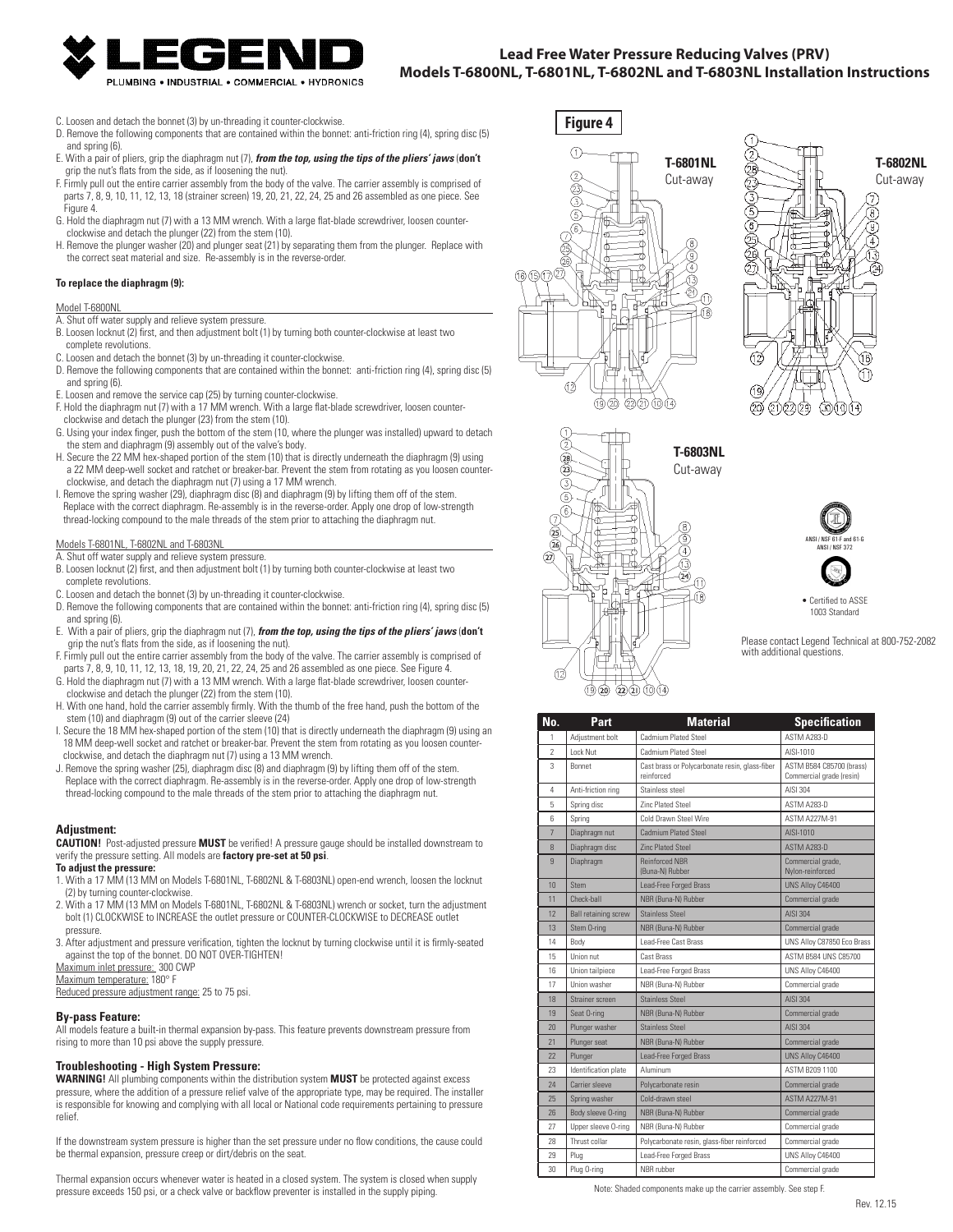C. Loosen and detach the bonnet (3) by un-threading it counter-clockwise.

D. Remove the following components that are contained within the bonnet: anti-friction ring (4), spring disc (5) and spring (6).

E. With a pair of pliers, grip the diaphragm nut (7), ***from the top, using the tips of the pliers' jaws*** (**don't** grip the nut's flats from the side, as if loosening the nut).

F. Firmly pull out the entire carrier assembly from the body of the valve. The carrier assembly is comprised of parts 7, 8, 9, 10, 11, 12, 13, 18 (strainer screen) 19, 20, 21, 22, 24, 25 and 26 assembled as one piece. See Figure 4.

G. Hold the diaphragm nut (7) with a 13 MM wrench. With a large flat-blade screwdriver, loosen counter-clockwise and detach the plunger (22) from the stem (10).

H. Remove the plunger washer (20) and plunger seat (21) by separating them from the plunger. Replace with the correct seat material and size. Re-assembly is in the reverse-order.

**To replace the diaphragm (9):**

Model T-6800NL

A. Shut off water supply and relieve system pressure.

B. Loosen locknut (2) first, and then adjustment bolt (1) by turning both counter-clockwise at least two complete revolutions.

C. Loosen and detach the bonnet (3) by un-threading it counter-clockwise.

D. Remove the following components that are contained within the bonnet: anti-friction ring (4), spring disc (5) and spring (6).

E. Loosen and remove the service cap (25) by turning counter-clockwise.

F. Hold the diaphragm nut (7) with a 17 MM wrench. With a large flat-blade screwdriver, loosen counter-clockwise and detach the plunger (23) from the stem (10).

G. Using your index finger, push the bottom of the stem (10, where the plunger was installed) upward to detach the stem and diaphragm (9) assembly out of the valve's body.

H. Secure the 22 MM hex-shaped portion of the stem (10) that is directly underneath the diaphragm (9) using a 22 MM deep-well socket and ratchet or breaker-bar. Prevent the stem from rotating as you loosen counter-clockwise, and detach the diaphragm nut (7) using a 17 MM wrench.

I. Remove the spring washer (29), diaphragm disc (8) and diaphragm (9) by lifting them off of the stem. Replace with the correct diaphragm. Re-assembly is in the reverse-order. Apply one drop of low-strength thread-locking compound to the male threads of the stem prior to attaching the diaphragm nut.

Models T-6801NL, T-6802NL and T-6803NL

A. Shut off water supply and relieve system pressure.

B. Loosen locknut (2) first, and then adjustment bolt (1) by turning both counter-clockwise at least two complete revolutions.

C. Loosen and detach the bonnet (3) by un-threading it counter-clockwise.

D. Remove the following components that are contained within the bonnet: anti-friction ring (4), spring disc (5) and spring (6).

E. With a pair of pliers, grip the diaphragm nut (7), ***from the top, using the tips of the pliers' jaws*** (**don't** grip the nut's flats from the side, as if loosening the nut).

F. Firmly pull out the entire carrier assembly from the body of the valve. The carrier assembly is comprised of parts 7, 8, 9, 10, 11, 12, 13, 18, 19, 20, 21, 22, 24, 25 and 26 assembled as one piece. See Figure 4.

G. Hold the diaphragm nut (7) with a 13 MM wrench. With a large flat-blade screwdriver, loosen counter-clockwise and detach the plunger (22) from the stem (10).

H. With one hand, hold the carrier assembly firmly. With the thumb of the free hand, push the bottom of the stem (10) and diaphragm (9) out of the carrier sleeve (24)

I. Secure the 18 MM hex-shaped portion of the stem (10) that is directly underneath the diaphragm (9) using an 18 MM deep-well socket and ratchet or breaker-bar. Prevent the stem from rotating as you loosen counter-clockwise, and detach the diaphragm nut (7) using a 13 MM wrench.

J. Remove the spring washer (25), diaphragm disc (8) and diaphragm (9) by lifting them off of the stem. Replace with the correct diaphragm. Re-assembly is in the reverse-order. Apply one drop of low-strength thread-locking compound to the male threads of the stem prior to attaching the diaphragm nut.

### Adjustment:

**CAUTION!** Post-adjusted pressure **MUST** be verified! A pressure gauge should be installed downstream to verify the pressure setting. All models are **factory pre-set at 50 psi**.

**To adjust the pressure:**

1. With a 17 MM (13 MM on Models T-6801NL, T-6802NL & T-6803NL) open-end wrench, loosen the locknut (2) by turning counter-clockwise.
2. With a 17 MM (13 MM on Models T-6801NL, T-6802NL & T-6803NL) wrench or socket, turn the adjustment bolt (1) CLOCKWISE to INCREASE the outlet pressure or COUNTER-CLOCKWISE to DECREASE outlet pressure.
3. After adjustment and pressure verification, tighten the locknut by turning clockwise until it is firmly-seated against the top of the bonnet. DO NOT OVER-TIGHTEN!

Maximum inlet pressure: 300 CWP

Maximum temperature: 180° F

Reduced pressure adjustment range: 25 to 75 psi.

### By-pass Feature:

All models feature a built-in thermal expansion by-pass. This feature prevents downstream pressure from rising to more than 10 psi above the supply pressure.

### Troubleshooting - High System Pressure:

**WARNING!** All plumbing components within the distribution system **MUST** be protected against excess pressure, where the addition of a pressure relief valve of the appropriate type, may be required. The installer is responsible for knowing and complying with all local or National code requirements pertaining to pressure relief.

If the downstream system pressure is higher than the set pressure under no flow conditions, the cause could be thermal expansion, pressure creep or dirt/debris on the seat.

Thermal expansion occurs whenever water is heated in a closed system. The system is closed when supply pressure exceeds 150 psi, or a check valve or backflow preventer is installed in the supply piping.

**Figure 4**

T-6801NL Cut-away

T-6802NL Cut-away

T-6803NL Cut-away

ANSI / NSF 61-F and 61-G
ANSI / NSF 372

• Certified to ASSE 1003 Standard

Please contact Legend Technical at 800-752-2082 with additional questions.

| No. | Part | Material | Specification |
|---|---|---|---|
| 1 | Adjustment bolt | Cadmium Plated Steel | ASTM A283-D |
| 2 | Lock Nut | Cadmium Plated Steel | AISI-1010 |
| 3 | Bonnet | Cast brass or Polycarbonate resin, glass-fiber reinforced | ASTM B584 C85700 (brass) Commercial grade (resin) |
| 4 | Anti-friction ring | Stainless steel | AISI 304 |
| 5 | Spring disc | Zinc Plated Steel | ASTM A283-D |
| 6 | Spring | Cold Drawn Steel Wire | ASTM A227M-91 |
| 7 | Diaphragm nut | Cadmium Plated Steel | AISI-1010 |
| 8 | Diaphragm disc | Zinc Plated Steel | ASTM A283-D |
| 9 | Diaphragm | Reinforced NBR (Buna-N) Rubber | Commercial grade, Nylon-reinforced |
| 10 | Stem | Lead-Free Forged Brass | UNS Alloy C46400 |
| 11 | Check-ball | NBR (Buna-N) Rubber | Commercial grade |
| 12 | Ball retaining screw | Stainless Steel | AISI 304 |
| 13 | Stem O-ring | NBR (Buna-N) Rubber | Commercial grade |
| 14 | Body | Lead-Free Cast Brass | UNS Alloy C87850 Eco Brass |
| 15 | Union nut | Cast Brass | ASTM B584 UNS C85700 |
| 16 | Union tailpiece | Lead-Free Forged Brass | UNS Alloy C46400 |
| 17 | Union washer | NBR (Buna-N) Rubber | Commercial grade |
| 18 | Strainer screen | Stainless Steel | AISI 304 |
| 19 | Seat O-ring | NBR (Buna-N) Rubber | Commercial grade |
| 20 | Plunger washer | Stainless Steel | AISI 304 |
| 21 | Plunger seat | NBR (Buna-N) Rubber | Commercial grade |
| 22 | Plunger | Lead-Free Forged Brass | UNS Alloy C46400 |
| 23 | Identification plate | Aluminum | ASTM B209 1100 |
| 24 | Carrier sleeve | Polycarbonate resin | Commercial grade |
| 25 | Spring washer | Cold-drawn steel | ASTM A227M-91 |
| 26 | Body sleeve O-ring | NBR (Buna-N) Rubber | Commercial grade |
| 27 | Upper sleeve O-ring | NBR (Buna-N) Rubber | Commercial grade |
| 28 | Thrust collar | Polycarbonate resin, glass-fiber reinforced | Commercial grade |
| 29 | Plug | Lead-Free Forged Brass | UNS Alloy C46400 |
| 30 | Plug O-ring | NBR rubber | Commercial grade |

Note: Shaded components make up the carrier assembly. See step F.

Rev. 12.15